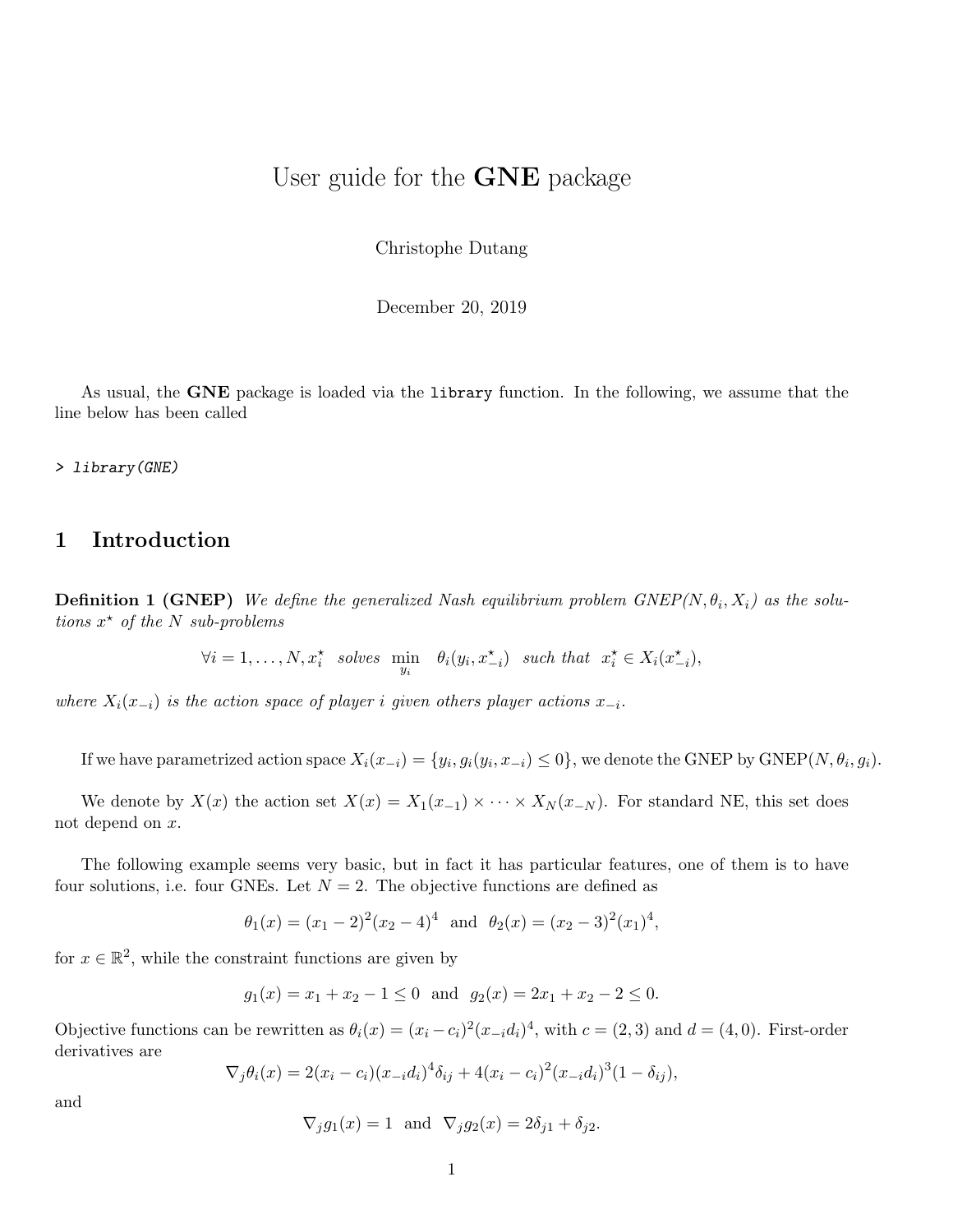# User guide for the **GNE** package

Christophe Dutang

December 20, 2019

As usual, the **GNE** package is loaded via the `library` function. In the following, we assume that the line below has been called

```
> library(GNE)
```

## 1 Introduction

**Definition 1 (GNEP)** *We define the generalized Nash equilibrium problem GNEP($N, \theta_i, X_i$) as the solutions $x^\star$ of the $N$ sub-problems*

$$\forall i = 1, \dots, N, x_i^\star \text{ solves } \min_{y_i} \quad \theta_i(y_i, x_{-i}^\star) \text{ such that } x_i^\star \in X_i(x_{-i}^\star),$$

*where $X_i(x_{-i})$ is the action space of player $i$ given others player actions $x_{-i}$.*

If we have parametrized action space $X_i(x_{-i}) = \{y_i, g_i(y_i, x_{-i}) \leq 0\}$, we denote the GNEP by GNEP($N, \theta_i, g_i$).

We denote by $X(x)$ the action set $X(x) = X_1(x_{-1}) \times \dots \times X_N(x_{-N})$. For standard NE, this set does not depend on $x$.

The following example seems very basic, but in fact it has particular features, one of them is to have four solutions, i.e. four GNEs. Let $N = 2$. The objective functions are defined as

$$\theta_1(x) = (x_1 - 2)^2(x_2 - 4)^4 \text{ and } \theta_2(x) = (x_2 - 3)^2(x_1)^4,$$

for $x \in \mathbb{R}^2$, while the constraint functions are given by

$$g_1(x) = x_1 + x_2 - 1 \leq 0 \text{ and } g_2(x) = 2x_1 + x_2 - 2 \leq 0.$$

Objective functions can be rewritten as $\theta_i(x) = (x_i - c_i)^2(x_{-i}d_i)^4$, with $c = (2, 3)$ and $d = (4, 0)$. First-order derivatives are

$$\nabla_j \theta_i(x) = 2(x_i - c_i)(x_{-i}d_i)^4\delta_{ij} + 4(x_i - c_i)^2(x_{-i}d_i)^3(1 - \delta_{ij}),$$

and

$$\nabla_j g_1(x) = 1 \text{ and } \nabla_j g_2(x) = 2\delta_{j1} + \delta_{j2}.$$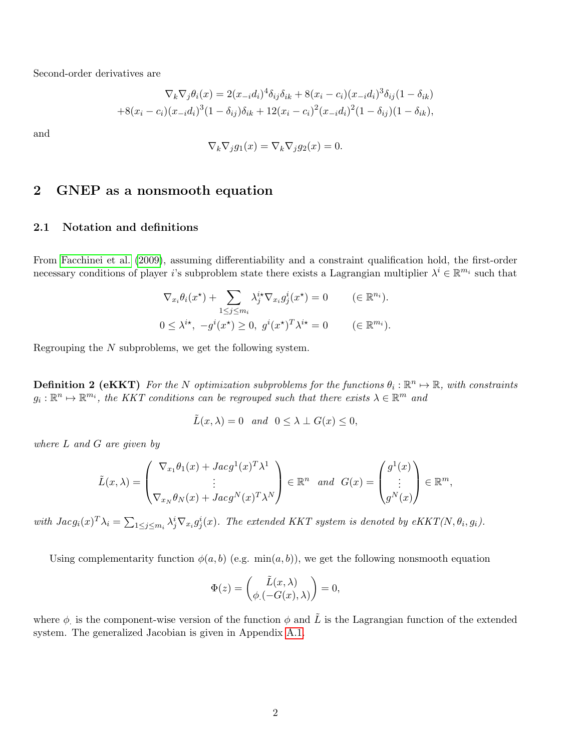Second-order derivatives are

$$
\nabla_k \nabla_j \theta_i(x) = 2(x_{-i}d_i)^4 \delta_{ij}\delta_{ik} + 8(x_i - c_i)(x_{-i}d_i)^3 \delta_{ij}(1-\delta_{ik})
$$
$$
+8(x_i - c_i)(x_{-i}d_i)^3 (1-\delta_{ij})\delta_{ik} + 12(x_i - c_i)^2 (x_{-i}d_i)^2 (1-\delta_{ij})(1-\delta_{ik}),
$$

and

$$
\nabla_k \nabla_j g_1(x) = \nabla_k \nabla_j g_2(x) = 0.
$$

## 2 GNEP as a nonsmooth equation

### 2.1 Notation and definitions

From Facchinei et al. (2009), assuming differentiability and a constraint qualification hold, the first-order necessary conditions of player $i$'s subproblem state there exists a Lagrangian multiplier $\lambda^i \in \mathbb{R}^{m_i}$ such that

$$
\nabla_{x_i}\theta_i(x^\star) + \sum_{1\leq j\leq m_i} \lambda_j^{i\star} \nabla_{x_i} g_j^i(x^\star) = 0 \qquad (\in \mathbb{R}^{n_i}).
$$
$$
0 \leq \lambda^{i\star},\ -g^i(x^\star) \geq 0,\ g^i(x^\star)^T \lambda^{i\star} = 0 \qquad (\in \mathbb{R}^{m_i}).
$$

Regrouping the $N$ subproblems, we get the following system.

**Definition 2 (eKKT)** *For the $N$ optimization subproblems for the functions $\theta_i : \mathbb{R}^n \mapsto \mathbb{R}$, with constraints $g_i : \mathbb{R}^n \mapsto \mathbb{R}^{m_i}$, the KKT conditions can be regrouped such that there exists $\lambda \in \mathbb{R}^m$ and*

$$
\tilde{L}(x,\lambda) = 0 \quad \text{and} \quad 0 \leq \lambda \perp G(x) \leq 0,
$$

*where $L$ and $G$ are given by*

$$
\tilde{L}(x,\lambda) = \begin{pmatrix} \nabla_{x_1}\theta_1(x) + Jac g^1(x)^T \lambda^1 \\ \vdots \\ \nabla_{x_N}\theta_N(x) + Jac g^N(x)^T \lambda^N \end{pmatrix} \in \mathbb{R}^n \quad \text{and} \quad G(x) = \begin{pmatrix} g^1(x) \\ \vdots \\ g^N(x) \end{pmatrix} \in \mathbb{R}^m,
$$

*with $Jac g_i(x)^T \lambda_i = \sum_{1\leq j\leq m_i} \lambda_j^i \nabla_{x_i} g_j^i(x)$. The extended KKT system is denoted by eKKT($N, \theta_i, g_i$).*

Using complementarity function $\phi(a,b)$ (e.g. $\min(a,b)$), we get the following nonsmooth equation

$$
\Phi(z) = \begin{pmatrix} \tilde{L}(x,\lambda) \\ \phi_.(-G(x),\lambda) \end{pmatrix} = 0,
$$

where $\phi_.$ is the component-wise version of the function $\phi$ and $\tilde{L}$ is the Lagrangian function of the extended system. The generalized Jacobian is given in Appendix A.1.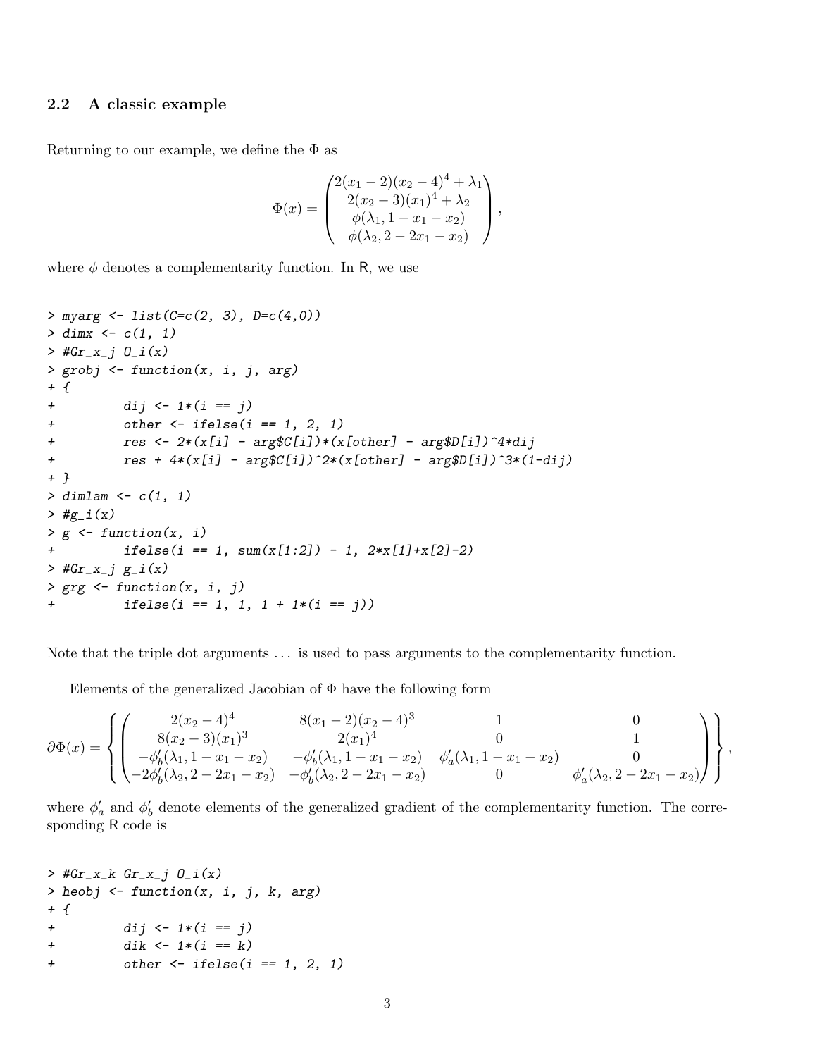### 2.2 A classic example

Returning to our example, we define the $\Phi$ as

$$\Phi(x) = \begin{pmatrix} 2(x_1 - 2)(x_2 - 4)^4 + \lambda_1 \\ 2(x_2 - 3)(x_1)^4 + \lambda_2 \\ \phi(\lambda_1, 1 - x_1 - x_2) \\ \phi(\lambda_2, 2 - 2x_1 - x_2) \end{pmatrix},$$

where $\phi$ denotes a complementarity function. In R, we use

```
> myarg <- list(C=c(2, 3), D=c(4,0))
> dimx <- c(1, 1)
> #Gr_x_j O_i(x)
> grobj <- function(x, i, j, arg)
+ {
+         dij <- 1*(i == j)
+         other <- ifelse(i == 1, 2, 1)
+         res <- 2*(x[i] - arg$C[i])*(x[other] - arg$D[i])^4*dij
+         res + 4*(x[i] - arg$C[i])^2*(x[other] - arg$D[i])^3*(1-dij)
+ }
> dimlam <- c(1, 1)
> #g_i(x)
> g <- function(x, i)
+         ifelse(i == 1, sum(x[1:2]) - 1, 2*x[1]+x[2]-2)
> #Gr_x_j g_i(x)
> grg <- function(x, i, j)
+         ifelse(i == 1, 1, 1 + 1*(i == j))
```

Note that the triple dot arguments ... is used to pass arguments to the complementarity function.

Elements of the generalized Jacobian of $\Phi$ have the following form

$$\partial\Phi(x) = \left\{ \begin{pmatrix} 2(x_2 - 4)^4 & 8(x_1 - 2)(x_2 - 4)^3 & 1 & 0 \\ 8(x_2 - 3)(x_1)^3 & 2(x_1)^4 & 0 & 1 \\ -\phi'_b(\lambda_1, 1 - x_1 - x_2) & -\phi'_b(\lambda_1, 1 - x_1 - x_2) & \phi'_a(\lambda_1, 1 - x_1 - x_2) & 0 \\ -2\phi'_b(\lambda_2, 2 - 2x_1 - x_2) & -\phi'_b(\lambda_2, 2 - 2x_1 - x_2) & 0 & \phi'_a(\lambda_2, 2 - 2x_1 - x_2) \end{pmatrix} \right\},$$

where $\phi'_a$ and $\phi'_b$ denote elements of the generalized gradient of the complementarity function. The corresponding R code is

```
> #Gr_x_k Gr_x_j O_i(x)
> heobj <- function(x, i, j, k, arg)
+ {
+         dij <- 1*(i == j)
+         dik <- 1*(i == k)
+         other <- ifelse(i == 1, 2, 1)
```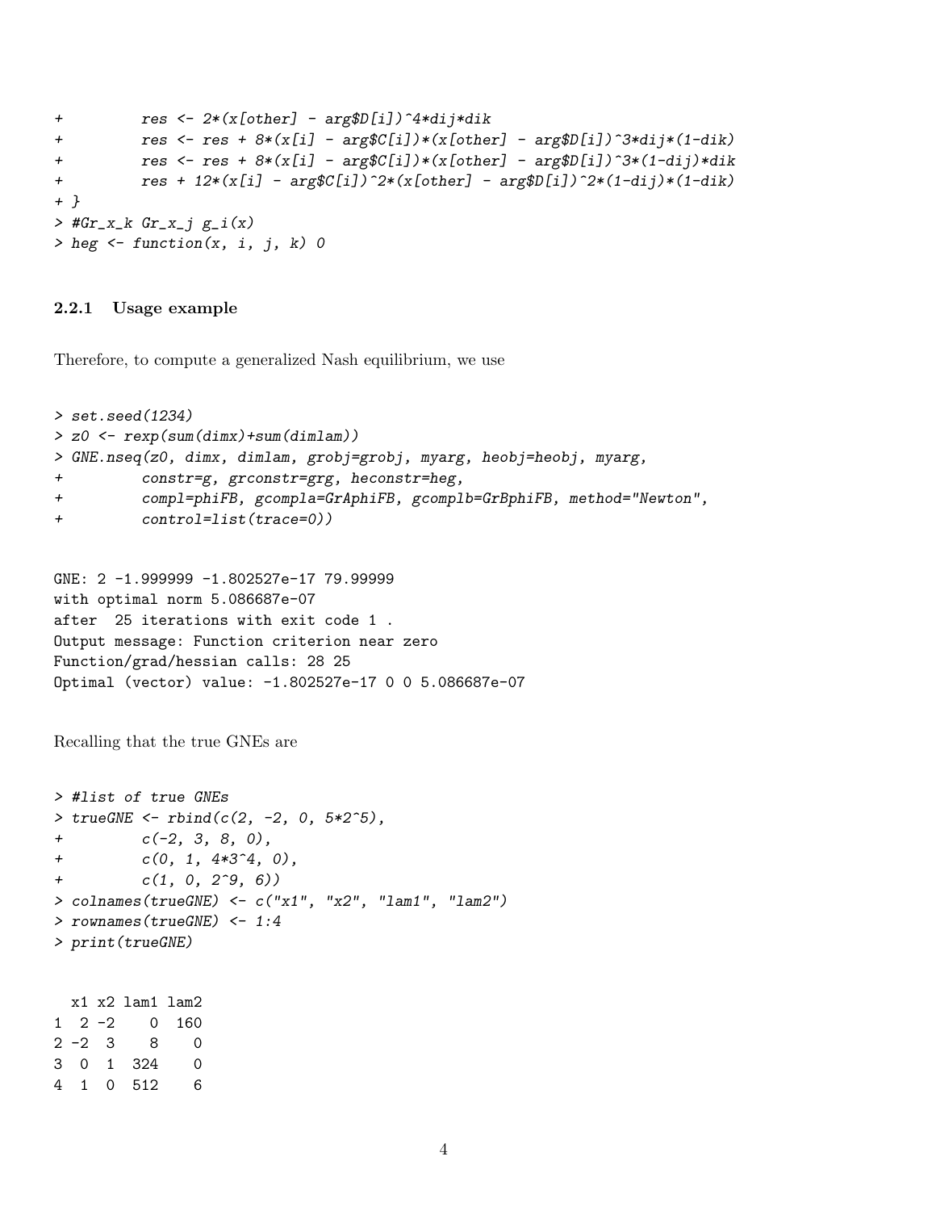```
+         res <- 2*(x[other] - arg$D[i])^4*dij*dik
+         res <- res + 8*(x[i] - arg$C[i])*(x[other] - arg$D[i])^3*dij*(1-dik)
+         res <- res + 8*(x[i] - arg$C[i])*(x[other] - arg$D[i])^3*(1-dij)*dik
+         res + 12*(x[i] - arg$C[i])^2*(x[other] - arg$D[i])^2*(1-dij)*(1-dik)
+ }
> #Gr_x_k Gr_x_j g_i(x)
> heg <- function(x, i, j, k) 0
```

### 2.2.1 Usage example

Therefore, to compute a generalized Nash equilibrium, we use

```
> set.seed(1234)
> z0 <- rexp(sum(dimx)+sum(dimlam))
> GNE.nseq(z0, dimx, dimlam, grobj=grobj, myarg, heobj=heobj, myarg,
+         constr=g, grconstr=grg, heconstr=heg,
+         compl=phiFB, gcompla=GrAphiFB, gcomplb=GrBphiFB, method="Newton",
+         control=list(trace=0))
```

```
GNE: 2 -1.999999 -1.802527e-17 79.99999
with optimal norm 5.086687e-07
after  25 iterations with exit code 1 .
Output message: Function criterion near zero
Function/grad/hessian calls: 28 25
Optimal (vector) value: -1.802527e-17 0 0 5.086687e-07
```

Recalling that the true GNEs are

```
> #list of true GNEs
> trueGNE <- rbind(c(2, -2, 0, 5*2^5),
+         c(-2, 3, 8, 0),
+         c(0, 1, 4*3^4, 0),
+         c(1, 0, 2^9, 6))
> colnames(trueGNE) <- c("x1", "x2", "lam1", "lam2")
> rownames(trueGNE) <- 1:4
> print(trueGNE)
```

```
  x1 x2 lam1 lam2
1  2 -2    0  160
2 -2  3    8    0
3  0  1  324    0
4  1  0  512    6
```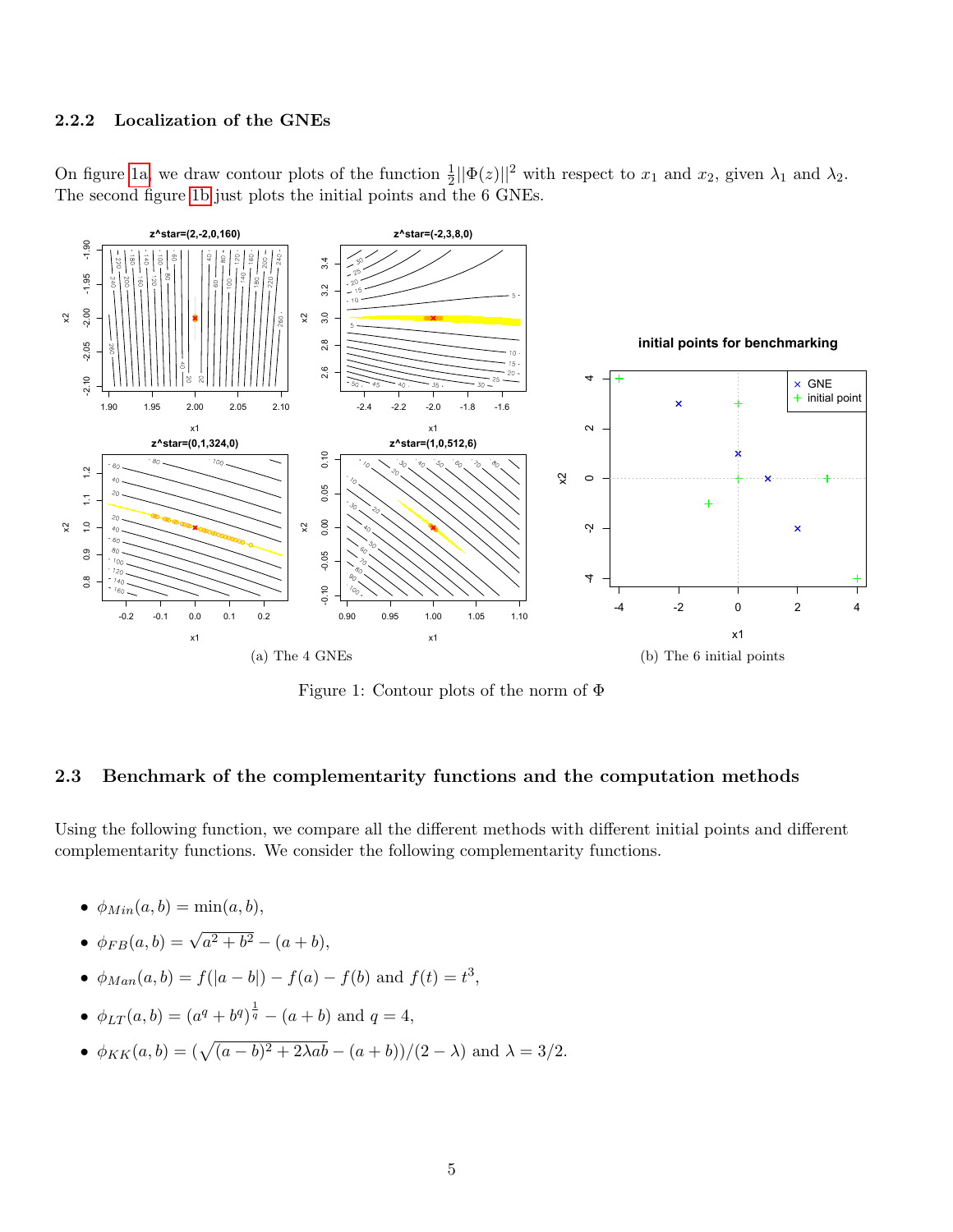### 2.2.2 Localization of the GNEs

On figure 1a, we draw contour plots of the function $\frac{1}{2}||\Phi(z)||^2$ with respect to $x_1$ and $x_2$, given $\lambda_1$ and $\lambda_2$. The second figure 1b just plots the initial points and the 6 GNEs.

(a) The 4 GNEs

(b) The 6 initial points

Figure 1: Contour plots of the norm of $\Phi$

## 2.3 Benchmark of the complementarity functions and the computation methods

Using the following function, we compare all the different methods with different initial points and different complementarity functions. We consider the following complementarity functions.

- $\phi_{Min}(a, b) = \min(a, b)$,
- $\phi_{FB}(a, b) = \sqrt{a^2 + b^2} - (a + b)$,
- $\phi_{Man}(a, b) = f(|a - b|) - f(a) - f(b)$ and $f(t) = t^3$,
- $\phi_{LT}(a, b) = (a^q + b^q)^{\frac{1}{q}} - (a + b)$ and $q = 4$,
- $\phi_{KK}(a, b) = (\sqrt{(a - b)^2 + 2\lambda ab} - (a + b))/(2 - \lambda)$ and $\lambda = 3/2$.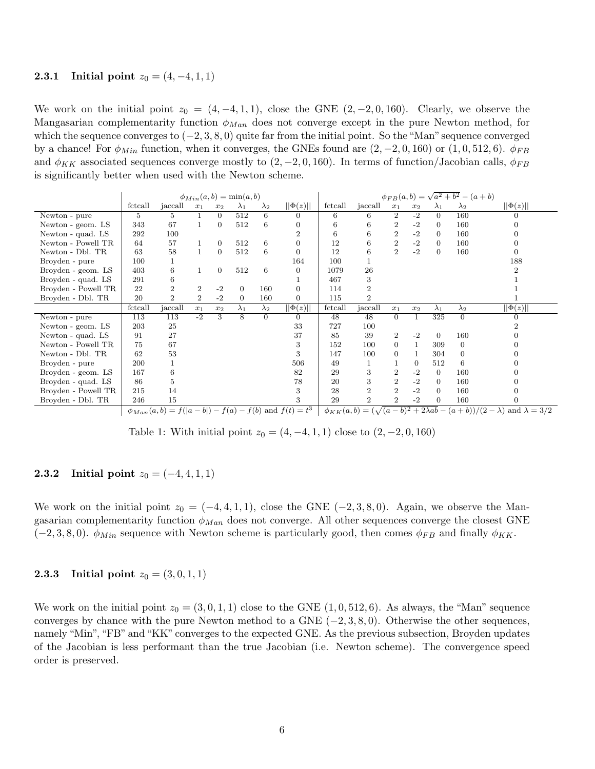### 2.3.1 Initial point $z_0 = (4, -4, 1, 1)$

We work on the initial point $z_0 = (4, -4, 1, 1)$, close the GNE $(2, -2, 0, 160)$. Clearly, we observe the Mangasarian complementarity function $\phi_{Man}$ does not converge except in the pure Newton method, for which the sequence converges to $(-2, 3, 8, 0)$ quite far from the initial point. So the "Man" sequence converged by a chance! For $\phi_{Min}$ function, when it converges, the GNEs found are $(2, -2, 0, 160)$ or $(1, 0, 512, 6)$. $\phi_{FB}$ and $\phi_{KK}$ associated sequences converge mostly to $(2, -2, 0, 160)$. In terms of function/Jacobian calls, $\phi_{FB}$ is significantly better when used with the Newton scheme.

| | $\phi_{Min}(a,b) = \min(a,b)$ | | | | | | | $\phi_{FB}(a,b) = \sqrt{a^2+b^2} - (a+b)$ | | | | | | |
|---|---|---|---|---|---|---|---|---|---|---|---|---|---|---|
| | fctcall | jaccall | $x_1$ | $x_2$ | $\lambda_1$ | $\lambda_2$ | $\|\|\Phi(z)\|\|$ | fctcall | jaccall | $x_1$ | $x_2$ | $\lambda_1$ | $\lambda_2$ | $\|\|\Phi(z)\|\|$ |
| Newton - pure | 5 | 5 | 1 | 0 | 512 | 6 | 0 | 6 | 6 | 2 | -2 | 0 | 160 | 0 |
| Newton - geom. LS | 343 | 67 | 1 | 0 | 512 | 6 | 0 | 6 | 6 | 2 | -2 | 0 | 160 | 0 |
| Newton - quad. LS | 292 | 100 | | | | | 2 | 6 | 6 | 2 | -2 | 0 | 160 | 0 |
| Newton - Powell TR | 64 | 57 | 1 | 0 | 512 | 6 | 0 | 12 | 6 | 2 | -2 | 0 | 160 | 0 |
| Newton - Dbl. TR | 63 | 58 | 1 | 0 | 512 | 6 | 0 | 12 | 6 | 2 | -2 | 0 | 160 | 0 |
| Broyden - pure | 100 | 1 | | | | | 164 | 100 | 1 | | | | | 188 |
| Broyden - geom. LS | 403 | 6 | 1 | 0 | 512 | 6 | 0 | 1079 | 26 | | | | | 2 |
| Broyden - quad. LS | 291 | 6 | | | | | 1 | 467 | 3 | | | | | 1 |
| Broyden - Powell TR | 22 | 2 | 2 | -2 | 0 | 160 | 0 | 114 | 2 | | | | | 1 |
| Broyden - Dbl. TR | 20 | 2 | 2 | -2 | 0 | 160 | 0 | 115 | 2 | | | | | 1 |
| | fctcall | jaccall | $x_1$ | $x_2$ | $\lambda_1$ | $\lambda_2$ | $\|\|\Phi(z)\|\|$ | fctcall | jaccall | $x_1$ | $x_2$ | $\lambda_1$ | $\lambda_2$ | $\|\|\Phi(z)\|\|$ |
| Newton - pure | 113 | 113 | -2 | 3 | 8 | 0 | 0 | 48 | 48 | 0 | 1 | 325 | 0 | 0 |
| Newton - geom. LS | 203 | 25 | | | | | 33 | 727 | 100 | | | | | 2 |
| Newton - quad. LS | 91 | 27 | | | | | 37 | 85 | 39 | 2 | -2 | 0 | 160 | 0 |
| Newton - Powell TR | 75 | 67 | | | | | 3 | 152 | 100 | 0 | 1 | 309 | 0 | 0 |
| Newton - Dbl. TR | 62 | 53 | | | | | 3 | 147 | 100 | 0 | 1 | 304 | 0 | 0 |
| Broyden - pure | 200 | 1 | | | | | 506 | 49 | 1 | 1 | 0 | 512 | 6 | 0 |
| Broyden - geom. LS | 167 | 6 | | | | | 82 | 29 | 3 | 2 | -2 | 0 | 160 | 0 |
| Broyden - quad. LS | 86 | 5 | | | | | 78 | 20 | 3 | 2 | -2 | 0 | 160 | 0 |
| Broyden - Powell TR | 215 | 14 | | | | | 3 | 28 | 2 | 2 | -2 | 0 | 160 | 0 |
| Broyden - Dbl. TR | 246 | 15 | | | | | 3 | 29 | 2 | 2 | -2 | 0 | 160 | 0 |
| | $\phi_{Man}(a,b) = f(\|a-b\|) - f(a) - f(b)$ and $f(t) = t^3$ | | | | | | | $\phi_{KK}(a,b) = (\sqrt{(a-b)^2 + 2\lambda ab} - (a+b))/(2-\lambda)$ and $\lambda = 3/2$ | | | | | | |

Table 1: With initial point $z_0 = (4, -4, 1, 1)$ close to $(2, -2, 0, 160)$

### 2.3.2 Initial point $z_0 = (-4, 4, 1, 1)$

We work on the initial point $z_0 = (-4, 4, 1, 1)$, close the GNE $(-2, 3, 8, 0)$. Again, we observe the Mangasarian complementarity function $\phi_{Man}$ does not converge. All other sequences converge the closest GNE $(-2, 3, 8, 0)$. $\phi_{Min}$ sequence with Newton scheme is particularly good, then comes $\phi_{FB}$ and finally $\phi_{KK}$.

### 2.3.3 Initial point $z_0 = (3, 0, 1, 1)$

We work on the initial point $z_0 = (3, 0, 1, 1)$ close to the GNE $(1, 0, 512, 6)$. As always, the "Man" sequence converges by chance with the pure Newton method to a GNE $(-2, 3, 8, 0)$. Otherwise the other sequences, namely "Min", "FB" and "KK" converges to the expected GNE. As the previous subsection, Broyden updates of the Jacobian is less performant than the true Jacobian (i.e. Newton scheme). The convergence speed order is preserved.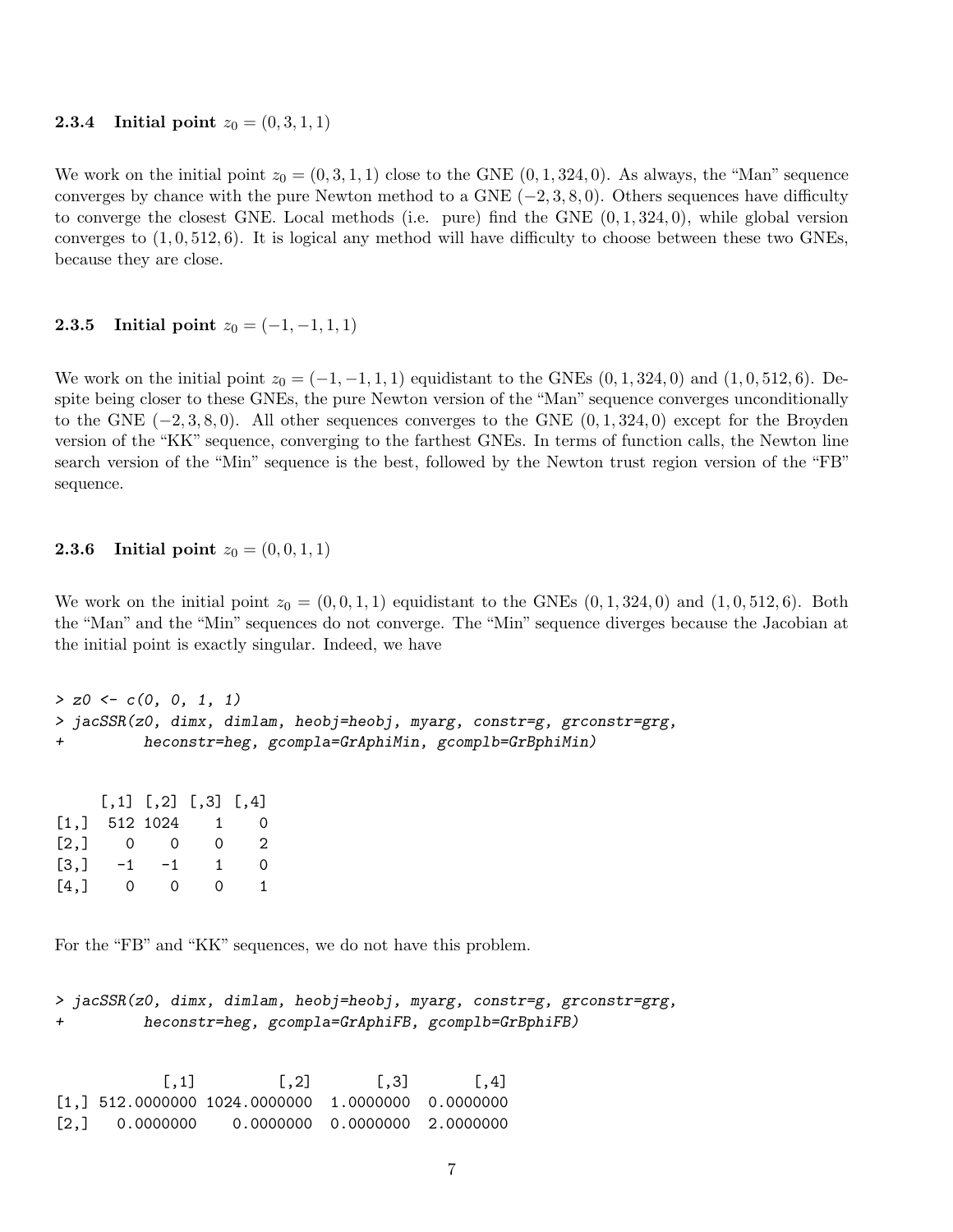### 2.3.4 Initial point $z_0 = (0, 3, 1, 1)$

We work on the initial point $z_0 = (0, 3, 1, 1)$ close to the GNE $(0, 1, 324, 0)$. As always, the "Man" sequence converges by chance with the pure Newton method to a GNE $(-2, 3, 8, 0)$. Others sequences have difficulty to converge the closest GNE. Local methods (i.e. pure) find the GNE $(0, 1, 324, 0)$, while global version converges to $(1, 0, 512, 6)$. It is logical any method will have difficulty to choose between these two GNEs, because they are close.

### 2.3.5 Initial point $z_0 = (-1, -1, 1, 1)$

We work on the initial point $z_0 = (-1, -1, 1, 1)$ equidistant to the GNEs $(0, 1, 324, 0)$ and $(1, 0, 512, 6)$. Despite being closer to these GNEs, the pure Newton version of the "Man" sequence converges unconditionally to the GNE $(-2, 3, 8, 0)$. All other sequences converges to the GNE $(0, 1, 324, 0)$ except for the Broyden version of the "KK" sequence, converging to the farthest GNEs. In terms of function calls, the Newton line search version of the "Min" sequence is the best, followed by the Newton trust region version of the "FB" sequence.

### 2.3.6 Initial point $z_0 = (0, 0, 1, 1)$

We work on the initial point $z_0 = (0, 0, 1, 1)$ equidistant to the GNEs $(0, 1, 324, 0)$ and $(1, 0, 512, 6)$. Both the "Man" and the "Min" sequences do not converge. The "Min" sequence diverges because the Jacobian at the initial point is exactly singular. Indeed, we have

```
> z0 <- c(0, 0, 1, 1)
> jacSSR(z0, dimx, dimlam, heobj=heobj, myarg, constr=g, grconstr=grg,
+        heconstr=heg, gcompla=GrAphiMin, gcomplb=GrBphiMin)
```

```
     [,1] [,2] [,3] [,4]
[1,]  512 1024    1    0
[2,]    0    0    0    2
[3,]   -1   -1    1    0
[4,]    0    0    0    1
```

For the "FB" and "KK" sequences, we do not have this problem.

```
> jacSSR(z0, dimx, dimlam, heobj=heobj, myarg, constr=g, grconstr=grg,
+        heconstr=heg, gcompla=GrAphiFB, gcomplb=GrBphiFB)
```

```
            [,1]         [,2]       [,3]       [,4]
[1,] 512.0000000 1024.0000000  1.0000000  0.0000000
[2,]   0.0000000    0.0000000  0.0000000  2.0000000
```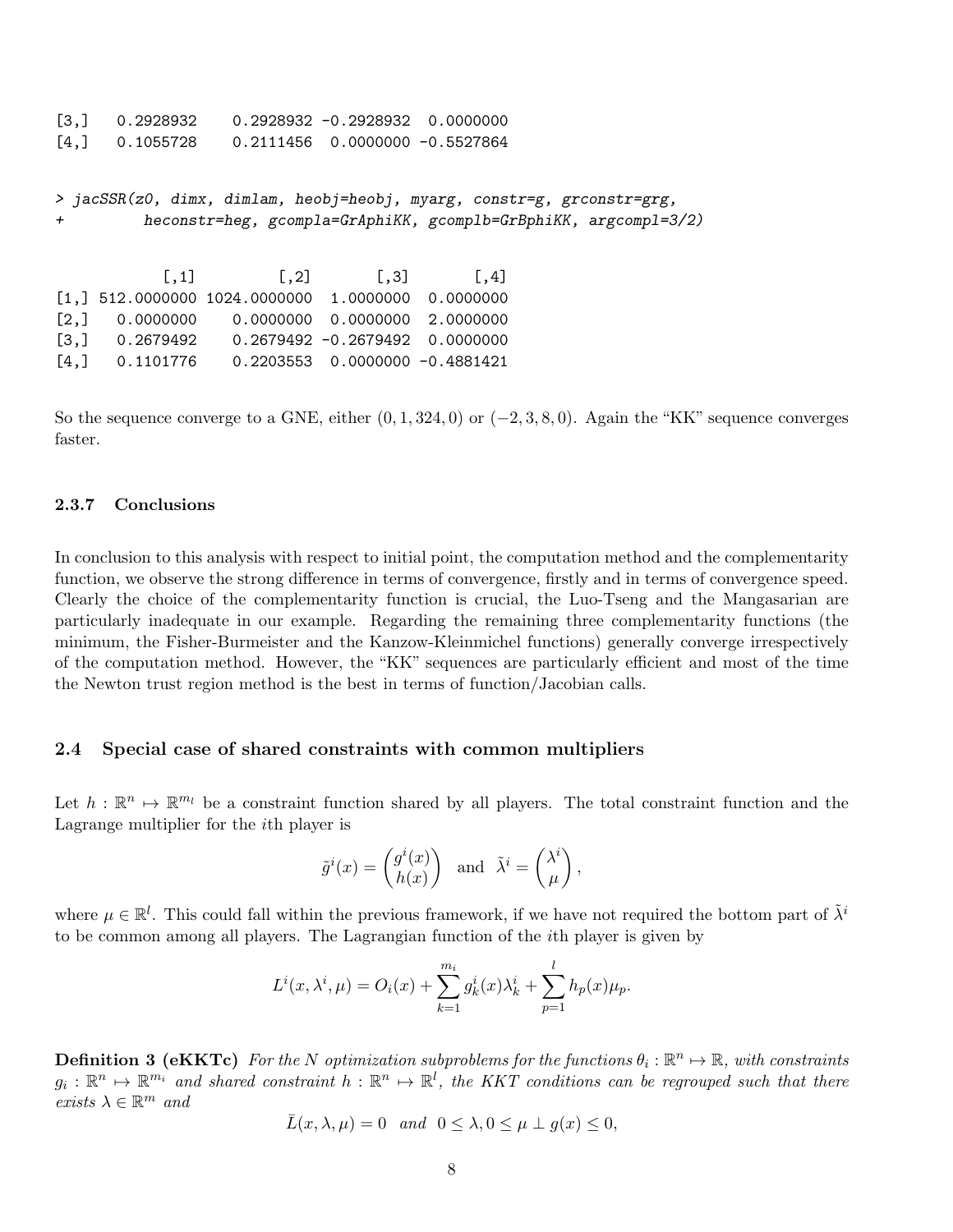```
[3,]   0.2928932    0.2928932 -0.2928932  0.0000000
[4,]   0.1055728    0.2111456  0.0000000 -0.5527864
```

```
> jacSSR(z0, dimx, dimlam, heobj=heobj, myarg, constr=g, grconstr=grg,
+         heconstr=heg, gcompla=GrAphiKK, gcomplb=GrBphiKK, argcompl=3/2)
```

```
            [,1]         [,2]       [,3]       [,4]
[1,] 512.0000000 1024.0000000  1.0000000  0.0000000
[2,]   0.0000000    0.0000000  0.0000000  2.0000000
[3,]   0.2679492    0.2679492 -0.2679492  0.0000000
[4,]   0.1101776    0.2203553  0.0000000 -0.4881421
```

So the sequence converge to a GNE, either $(0, 1, 324, 0)$ or $(-2, 3, 8, 0)$. Again the "KK" sequence converges faster.

#### 2.3.7 Conclusions

In conclusion to this analysis with respect to initial point, the computation method and the complementarity function, we observe the strong difference in terms of convergence, firstly and in terms of convergence speed. Clearly the choice of the complementarity function is crucial, the Luo-Tseng and the Mangasarian are particularly inadequate in our example. Regarding the remaining three complementarity functions (the minimum, the Fisher-Burmeister and the Kanzow-Kleinmichel functions) generally converge irrespectively of the computation method. However, the "KK" sequences are particularly efficient and most of the time the Newton trust region method is the best in terms of function/Jacobian calls.

### 2.4 Special case of shared constraints with common multipliers

Let $h : \mathbb{R}^n \mapsto \mathbb{R}^{m_l}$ be a constraint function shared by all players. The total constraint function and the Lagrange multiplier for the $i$th player is

$$\tilde{g}^i(x) = \begin{pmatrix} g^i(x) \\ h(x) \end{pmatrix} \text{ and } \tilde{\lambda}^i = \begin{pmatrix} \lambda^i \\ \mu \end{pmatrix},$$

where $\mu \in \mathbb{R}^l$. This could fall within the previous framework, if we have not required the bottom part of $\tilde{\lambda}^i$ to be common among all players. The Lagrangian function of the $i$th player is given by

$$L^i(x, \lambda^i, \mu) = O_i(x) + \sum_{k=1}^{m_i} g_k^i(x)\lambda_k^i + \sum_{p=1}^{l} h_p(x)\mu_p.$$

**Definition 3 (eKKTc)** *For the $N$ optimization subproblems for the functions $\theta_i : \mathbb{R}^n \mapsto \mathbb{R}$, with constraints $g_i : \mathbb{R}^n \mapsto \mathbb{R}^{m_i}$ and shared constraint $h : \mathbb{R}^n \mapsto \mathbb{R}^l$, the KKT conditions can be regrouped such that there exists $\lambda \in \mathbb{R}^m$ and*

$$\bar{L}(x, \lambda, \mu) = 0 \quad \textit{and} \quad 0 \leq \lambda, 0 \leq \mu \perp g(x) \leq 0,$$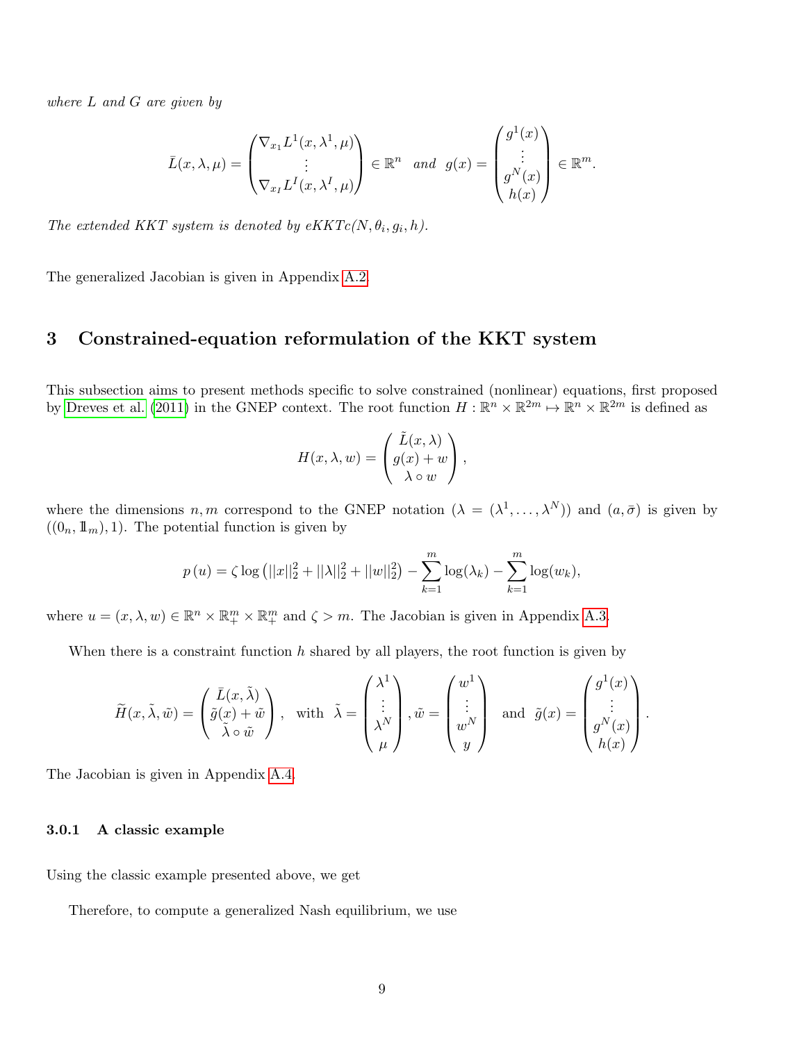*where L and G are given by*

$$\bar{L}(x, \lambda, \mu) = \begin{pmatrix} \nabla_{x_1} L^1(x, \lambda^1, \mu) \\ \vdots \\ \nabla_{x_I} L^I(x, \lambda^I, \mu) \end{pmatrix} \in \mathbb{R}^n \quad \textit{and} \quad g(x) = \begin{pmatrix} g^1(x) \\ \vdots \\ g^N(x) \\ h(x) \end{pmatrix} \in \mathbb{R}^m.$$

*The extended KKT system is denoted by eKKTc($N, \theta_i, g_i, h$).*

The generalized Jacobian is given in Appendix A.2.

# 3 Constrained-equation reformulation of the KKT system

This subsection aims to present methods specific to solve constrained (nonlinear) equations, first proposed by Dreves et al. (2011) in the GNEP context. The root function $H : \mathbb{R}^n \times \mathbb{R}^{2m} \mapsto \mathbb{R}^n \times \mathbb{R}^{2m}$ is defined as

$$H(x, \lambda, w) = \begin{pmatrix} \tilde{L}(x, \lambda) \\ g(x) + w \\ \lambda \circ w \end{pmatrix},$$

where the dimensions $n, m$ correspond to the GNEP notation ($\lambda = (\lambda^1, \ldots, \lambda^N)$) and $(a, \bar{\sigma})$ is given by $((0_n, 1\!\!1_m), 1)$. The potential function is given by

$$p\left(u\right) = \zeta \log\left(||x||_2^2 + ||\lambda||_2^2 + ||w||_2^2\right) - \sum_{k=1}^{m} \log(\lambda_k) - \sum_{k=1}^{m} \log(w_k),$$

where $u = (x, \lambda, w) \in \mathbb{R}^n \times \mathbb{R}^m_+ \times \mathbb{R}^m_+$ and $\zeta > m$. The Jacobian is given in Appendix A.3.

When there is a constraint function $h$ shared by all players, the root function is given by

$$\widetilde{H}(x, \tilde{\lambda}, \tilde{w}) = \begin{pmatrix} \bar{L}(x, \tilde{\lambda}) \\ \tilde{g}(x) + \tilde{w} \\ \tilde{\lambda} \circ \tilde{w} \end{pmatrix}, \quad \text{with} \ \tilde{\lambda} = \begin{pmatrix} \lambda^1 \\ \vdots \\ \lambda^N \\ \mu \end{pmatrix}, \tilde{w} = \begin{pmatrix} w^1 \\ \vdots \\ w^N \\ y \end{pmatrix} \ \text{and} \ \tilde{g}(x) = \begin{pmatrix} g^1(x) \\ \vdots \\ g^N(x) \\ h(x) \end{pmatrix}.$$

The Jacobian is given in Appendix A.4.

### 3.0.1 A classic example

Using the classic example presented above, we get

Therefore, to compute a generalized Nash equilibrium, we use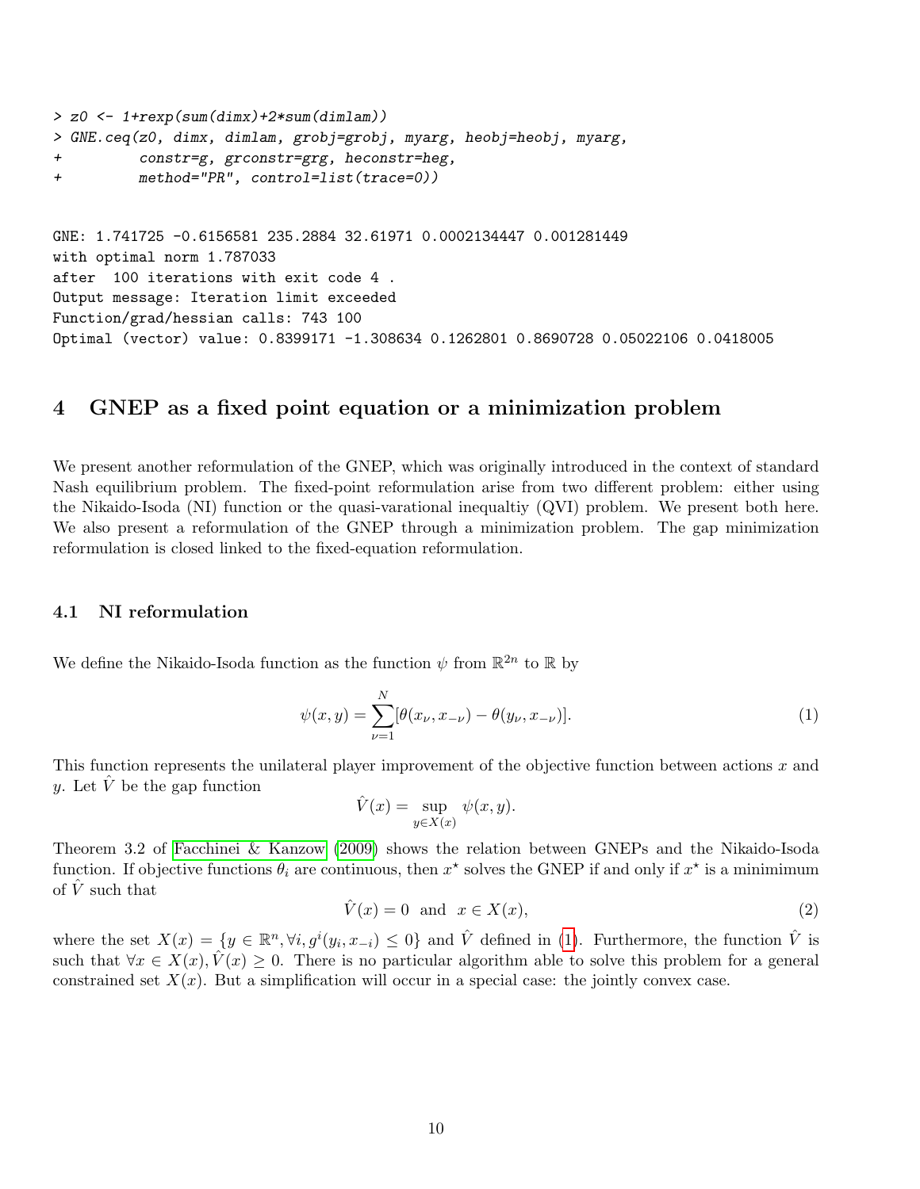```
> z0 <- 1+rexp(sum(dimx)+2*sum(dimlam))
> GNE.ceq(z0, dimx, dimlam, grobj=grobj, myarg, heobj=heobj, myarg,
+         constr=g, grconstr=grg, heconstr=heg,
+         method="PR", control=list(trace=0))
```

```
GNE: 1.741725 -0.6156581 235.2884 32.61971 0.0002134447 0.001281449
with optimal norm 1.787033
after  100 iterations with exit code 4 .
Output message: Iteration limit exceeded
Function/grad/hessian calls: 743 100
Optimal (vector) value: 0.8399171 -1.308634 0.1262801 0.8690728 0.05022106 0.0418005
```

## 4 GNEP as a fixed point equation or a minimization problem

We present another reformulation of the GNEP, which was originally introduced in the context of standard Nash equilibrium problem. The fixed-point reformulation arise from two different problem: either using the Nikaido-Isoda (NI) function or the quasi-varational inequaltiy (QVI) problem. We present both here. We also present a reformulation of the GNEP through a minimization problem. The gap minimization reformulation is closed linked to the fixed-equation reformulation.

### 4.1 NI reformulation

We define the Nikaido-Isoda function as the function $\psi$ from $\mathbb{R}^{2n}$ to $\mathbb{R}$ by

$$\psi(x, y) = \sum_{\nu=1}^{N} [\theta(x_\nu, x_{-\nu}) - \theta(y_\nu, x_{-\nu})]. \tag{1}$$

This function represents the unilateral player improvement of the objective function between actions $x$ and $y$. Let $\hat{V}$ be the gap function

$$\hat{V}(x) = \sup_{y \in X(x)} \psi(x, y).$$

Theorem 3.2 of Facchinei & Kanzow (2009) shows the relation between GNEPs and the Nikaido-Isoda function. If objective functions $\theta_i$ are continuous, then $x^\star$ solves the GNEP if and only if $x^\star$ is a minimimum of $\hat{V}$ such that

$$\hat{V}(x) = 0 \;\text{ and }\; x \in X(x), \tag{2}$$

where the set $X(x) = \{y \in \mathbb{R}^n, \forall i, g^i(y_i, x_{-i}) \leq 0\}$ and $\hat{V}$ defined in (1). Furthermore, the function $\hat{V}$ is such that $\forall x \in X(x), \hat{V}(x) \geq 0$. There is no particular algorithm able to solve this problem for a general constrained set $X(x)$. But a simplification will occur in a special case: the jointly convex case.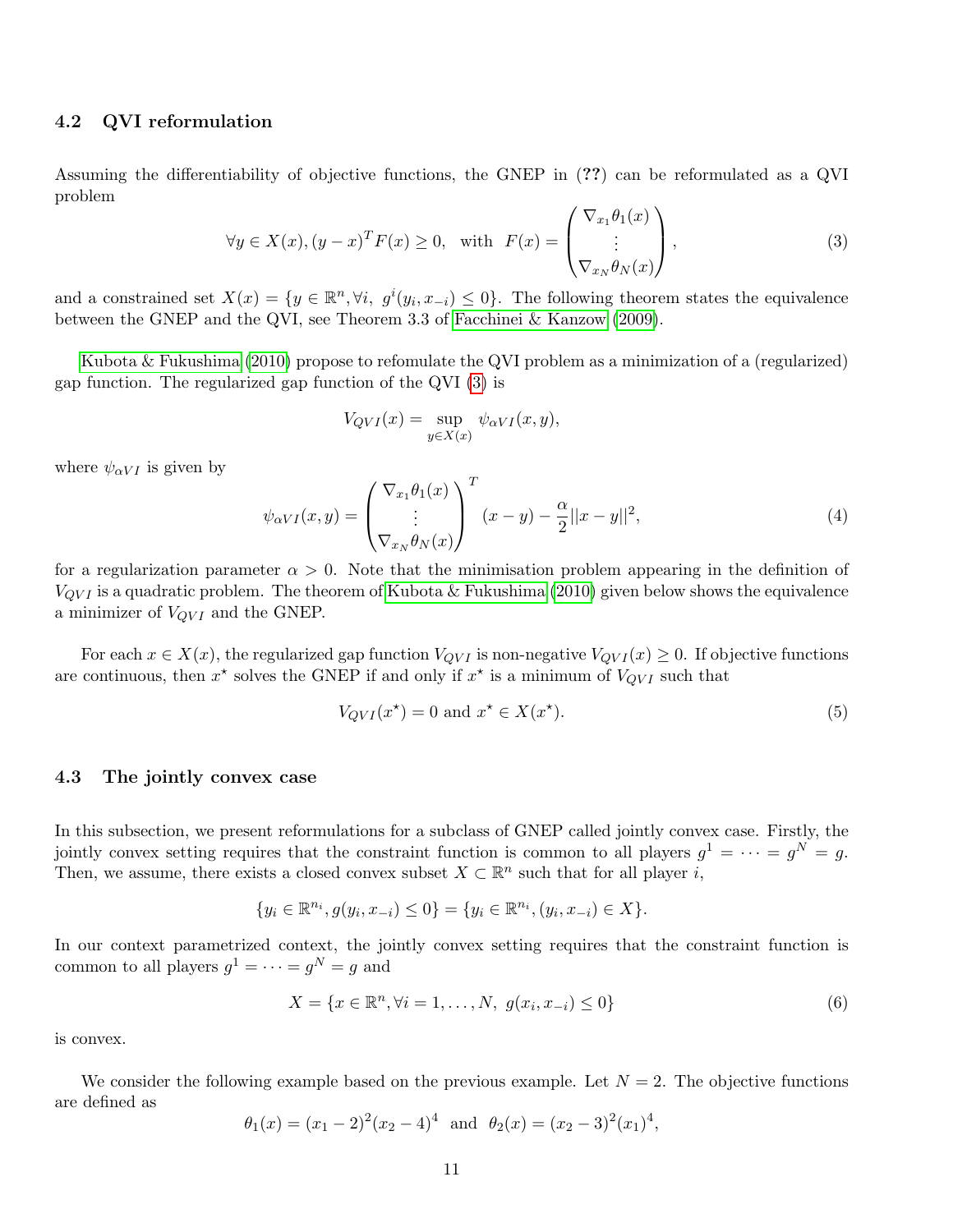### 4.2 QVI reformulation

Assuming the differentiability of objective functions, the GNEP in (??) can be reformulated as a QVI problem

$$\forall y \in X(x), (y-x)^T F(x) \geq 0, \quad \text{with} \quad F(x) = \begin{pmatrix} \nabla_{x_1}\theta_1(x) \\ \vdots \\ \nabla_{x_N}\theta_N(x) \end{pmatrix}, \tag{3}$$

and a constrained set $X(x) = \{y \in \mathbb{R}^n, \forall i,\ g^i(y_i, x_{-i}) \leq 0\}$. The following theorem states the equivalence between the GNEP and the QVI, see Theorem 3.3 of Facchinei & Kanzow (2009).

Kubota & Fukushima (2010) propose to refomulate the QVI problem as a minimization of a (regularized) gap function. The regularized gap function of the QVI (3) is

$$V_{QVI}(x) = \sup_{y \in X(x)} \psi_{\alpha VI}(x, y),$$

where $\psi_{\alpha VI}$ is given by

$$\psi_{\alpha VI}(x, y) = \begin{pmatrix} \nabla_{x_1}\theta_1(x) \\ \vdots \\ \nabla_{x_N}\theta_N(x) \end{pmatrix}^T (x - y) - \frac{\alpha}{2}||x - y||^2, \tag{4}$$

for a regularization parameter $\alpha > 0$. Note that the minimisation problem appearing in the definition of $V_{QVI}$ is a quadratic problem. The theorem of Kubota & Fukushima (2010) given below shows the equivalence a minimizer of $V_{QVI}$ and the GNEP.

For each $x \in X(x)$, the regularized gap function $V_{QVI}$ is non-negative $V_{QVI}(x) \geq 0$. If objective functions are continuous, then $x^\star$ solves the GNEP if and only if $x^\star$ is a minimum of $V_{QVI}$ such that

$$V_{QVI}(x^\star) = 0 \text{ and } x^\star \in X(x^\star). \tag{5}$$

### 4.3 The jointly convex case

In this subsection, we present reformulations for a subclass of GNEP called jointly convex case. Firstly, the jointly convex setting requires that the constraint function is common to all players $g^1 = \cdots = g^N = g$. Then, we assume, there exists a closed convex subset $X \subset \mathbb{R}^n$ such that for all player $i$,

$$\{y_i \in \mathbb{R}^{n_i}, g(y_i, x_{-i}) \leq 0\} = \{y_i \in \mathbb{R}^{n_i}, (y_i, x_{-i}) \in X\}.$$

In our context parametrized context, the jointly convex setting requires that the constraint function is common to all players $g^1 = \cdots = g^N = g$ and

$$X = \{x \in \mathbb{R}^n, \forall i = 1, \ldots, N,\ g(x_i, x_{-i}) \leq 0\} \tag{6}$$

is convex.

We consider the following example based on the previous example. Let $N = 2$. The objective functions are defined as

$$\theta_1(x) = (x_1 - 2)^2(x_2 - 4)^4 \quad \text{and} \quad \theta_2(x) = (x_2 - 3)^2(x_1)^4,$$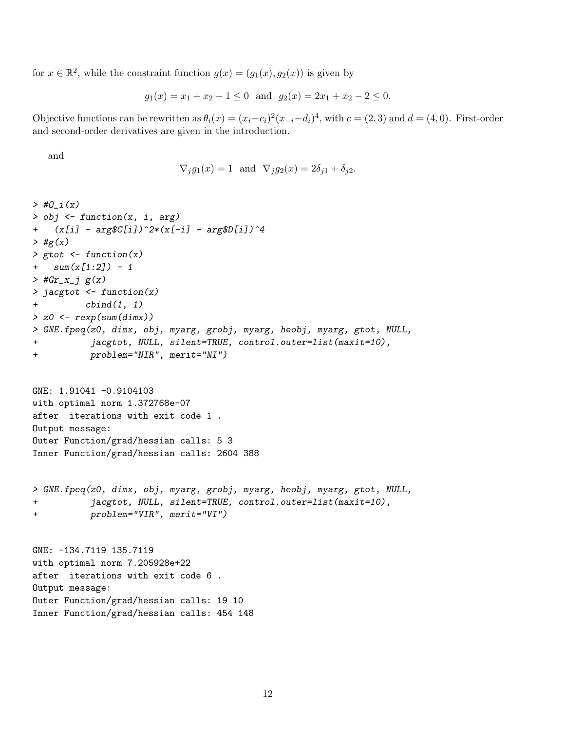for $x \in \mathbb{R}^2$, while the constraint function $g(x) = (g_1(x), g_2(x))$ is given by

$$g_1(x) = x_1 + x_2 - 1 \leq 0 \text{ and } g_2(x) = 2x_1 + x_2 - 2 \leq 0.$$

Objective functions can be rewritten as $\theta_i(x) = (x_i - c_i)^2(x_{-i} - d_i)^4$, with $c = (2, 3)$ and $d = (4, 0)$. First-order and second-order derivatives are given in the introduction.

and

$$\nabla_j g_1(x) = 1 \text{ and } \nabla_j g_2(x) = 2\delta_{j1} + \delta_{j2}.$$

```
> #O_i(x)
> obj <- function(x, i, arg)
+   (x[i] - arg$C[i])^2*(x[-i] - arg$D[i])^4
> #g(x)
> gtot <- function(x)
+   sum(x[1:2]) - 1
> #Gr_x_j g(x)
> jacgtot <- function(x)
+         cbind(1, 1)
> z0 <- rexp(sum(dimx))
> GNE.fpeq(z0, dimx, obj, myarg, grobj, myarg, heobj, myarg, gtot, NULL,
+          jacgtot, NULL, silent=TRUE, control.outer=list(maxit=10),
+          problem="NIR", merit="NI")


GNE: 1.91041 -0.9104103
with optimal norm 1.372768e-07
after  iterations with exit code 1 .
Output message:
Outer Function/grad/hessian calls: 5 3
Inner Function/grad/hessian calls: 2604 388


> GNE.fpeq(z0, dimx, obj, myarg, grobj, myarg, heobj, myarg, gtot, NULL,
+          jacgtot, NULL, silent=TRUE, control.outer=list(maxit=10),
+          problem="VIR", merit="VI")


GNE: -134.7119 135.7119
with optimal norm 7.205928e+22
after  iterations with exit code 6 .
Output message:
Outer Function/grad/hessian calls: 19 10
Inner Function/grad/hessian calls: 454 148
```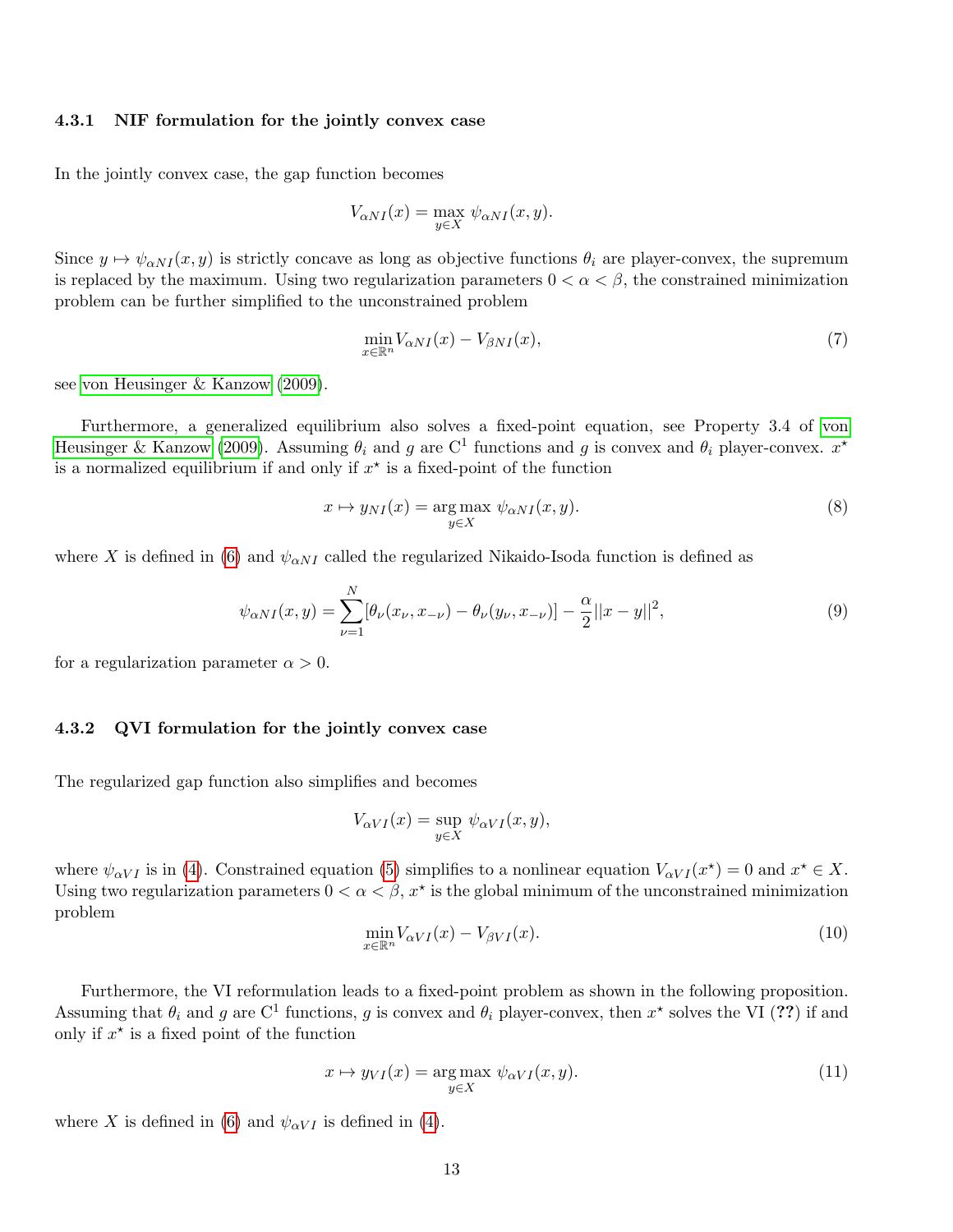### 4.3.1 NIF formulation for the jointly convex case

In the jointly convex case, the gap function becomes

$$V_{\alpha NI}(x) = \max_{y \in X} \psi_{\alpha NI}(x, y).$$

Since $y \mapsto \psi_{\alpha NI}(x, y)$ is strictly concave as long as objective functions $\theta_i$ are player-convex, the supremum is replaced by the maximum. Using two regularization parameters $0 < \alpha < \beta$, the constrained minimization problem can be further simplified to the unconstrained problem

$$\min_{x \in \mathbb{R}^n} V_{\alpha NI}(x) - V_{\beta NI}(x), \tag{7}$$

see von Heusinger & Kanzow (2009).

Furthermore, a generalized equilibrium also solves a fixed-point equation, see Property 3.4 of von Heusinger & Kanzow (2009). Assuming $\theta_i$ and $g$ are $C^1$ functions and $g$ is convex and $\theta_i$ player-convex. $x^\star$ is a normalized equilibrium if and only if $x^\star$ is a fixed-point of the function

$$x \mapsto y_{NI}(x) = \arg\max_{y \in X} \psi_{\alpha NI}(x, y). \tag{8}$$

where $X$ is defined in (6) and $\psi_{\alpha NI}$ called the regularized Nikaido-Isoda function is defined as

$$\psi_{\alpha NI}(x, y) = \sum_{\nu=1}^{N} [\theta_\nu(x_\nu, x_{-\nu}) - \theta_\nu(y_\nu, x_{-\nu})] - \frac{\alpha}{2} ||x - y||^2, \tag{9}$$

for a regularization parameter $\alpha > 0$.

### 4.3.2 QVI formulation for the jointly convex case

The regularized gap function also simplifies and becomes

$$V_{\alpha VI}(x) = \sup_{y \in X} \psi_{\alpha VI}(x, y),$$

where $\psi_{\alpha VI}$ is in (4). Constrained equation (5) simplifies to a nonlinear equation $V_{\alpha VI}(x^\star) = 0$ and $x^\star \in X$. Using two regularization parameters $0 < \alpha < \beta$, $x^\star$ is the global minimum of the unconstrained minimization problem

$$\min_{x \in \mathbb{R}^n} V_{\alpha VI}(x) - V_{\beta VI}(x). \tag{10}$$

Furthermore, the VI reformulation leads to a fixed-point problem as shown in the following proposition. Assuming that $\theta_i$ and $g$ are $C^1$ functions, $g$ is convex and $\theta_i$ player-convex, then $x^\star$ solves the VI (**??**) if and only if $x^\star$ is a fixed point of the function

$$x \mapsto y_{VI}(x) = \arg\max_{y \in X} \psi_{\alpha VI}(x, y). \tag{11}$$

where $X$ is defined in (6) and $\psi_{\alpha VI}$ is defined in (4).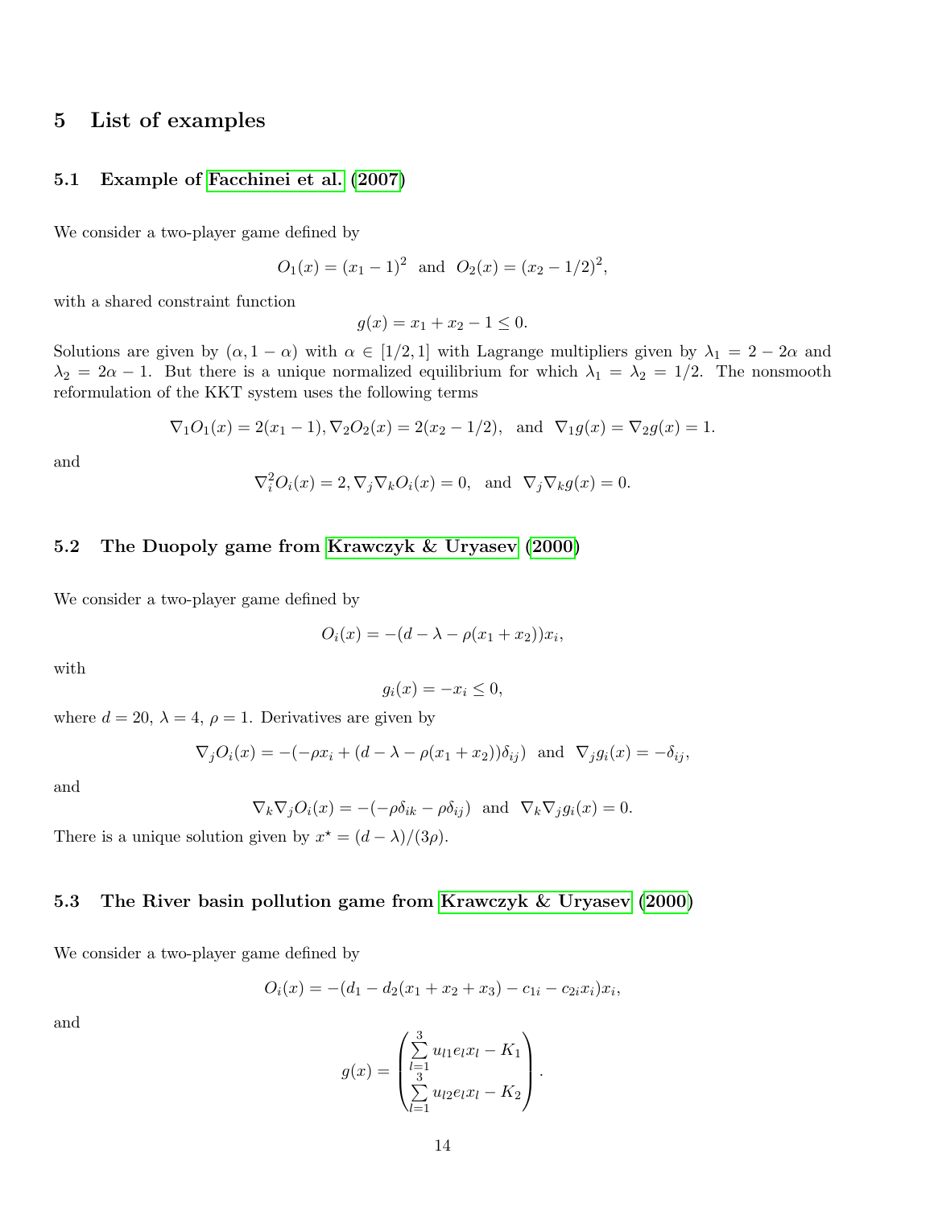## 5 List of examples

### 5.1 Example of Facchinei et al. (2007)

We consider a two-player game defined by

$$O_1(x) = (x_1 - 1)^2 \text{ and } O_2(x) = (x_2 - 1/2)^2,$$

with a shared constraint function

$$g(x) = x_1 + x_2 - 1 \le 0.$$

Solutions are given by $(\alpha, 1-\alpha)$ with $\alpha \in [1/2, 1]$ with Lagrange multipliers given by $\lambda_1 = 2 - 2\alpha$ and $\lambda_2 = 2\alpha - 1$. But there is a unique normalized equilibrium for which $\lambda_1 = \lambda_2 = 1/2$. The nonsmooth reformulation of the KKT system uses the following terms

$$\nabla_1 O_1(x) = 2(x_1 - 1), \nabla_2 O_2(x) = 2(x_2 - 1/2), \text{ and } \nabla_1 g(x) = \nabla_2 g(x) = 1.$$

and

$$\nabla_i^2 O_i(x) = 2, \nabla_j \nabla_k O_i(x) = 0, \text{ and } \nabla_j \nabla_k g(x) = 0.$$

### 5.2 The Duopoly game from Krawczyk & Uryasev (2000)

We consider a two-player game defined by

$$O_i(x) = -(d - \lambda - \rho(x_1 + x_2))x_i,$$

with

$$g_i(x) = -x_i \le 0,$$

where $d = 20$, $\lambda = 4$, $\rho = 1$. Derivatives are given by

$$\nabla_j O_i(x) = -(-\rho x_i + (d - \lambda - \rho(x_1 + x_2))\delta_{ij}) \text{ and } \nabla_j g_i(x) = -\delta_{ij},$$

and

$$\nabla_k \nabla_j O_i(x) = -(-\rho\delta_{ik} - \rho\delta_{ij}) \text{ and } \nabla_k \nabla_j g_i(x) = 0.$$

There is a unique solution given by $x^\star = (d - \lambda)/(3\rho)$.

### 5.3 The River basin pollution game from Krawczyk & Uryasev (2000)

We consider a two-player game defined by

$$O_i(x) = -(d_1 - d_2(x_1 + x_2 + x_3) - c_{1i} - c_{2i}x_i)x_i,$$

and

$$g(x) = \begin{pmatrix} \sum_{l=1}^{3} u_{l1} e_l x_l - K_1 \\ \sum_{l=1}^{3} u_{l2} e_l x_l - K_2 \end{pmatrix}.$$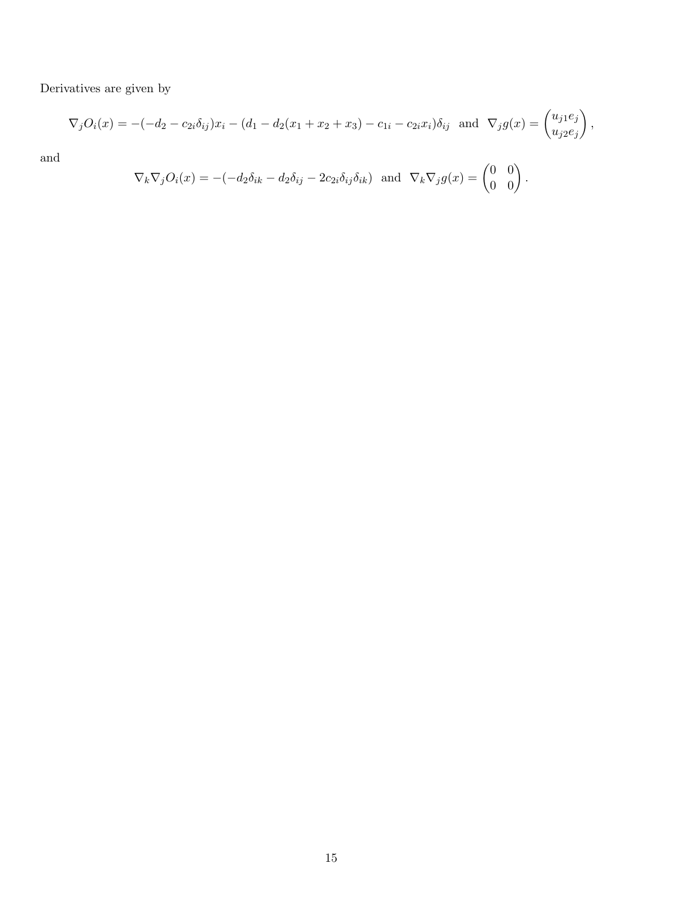Derivatives are given by

$$\nabla_j O_i(x) = -(-d_2 - c_{2i}\delta_{ij})x_i - (d_1 - d_2(x_1 + x_2 + x_3) - c_{1i} - c_{2i}x_i)\delta_{ij} \ \text{ and } \ \nabla_j g(x) = \begin{pmatrix} u_{j1}e_j \\ u_{j2}e_j \end{pmatrix},$$

and

$$\nabla_k \nabla_j O_i(x) = -(-d_2\delta_{ik} - d_2\delta_{ij} - 2c_{2i}\delta_{ij}\delta_{ik}) \ \text{ and } \ \nabla_k \nabla_j g(x) = \begin{pmatrix} 0 & 0 \\ 0 & 0 \end{pmatrix}.$$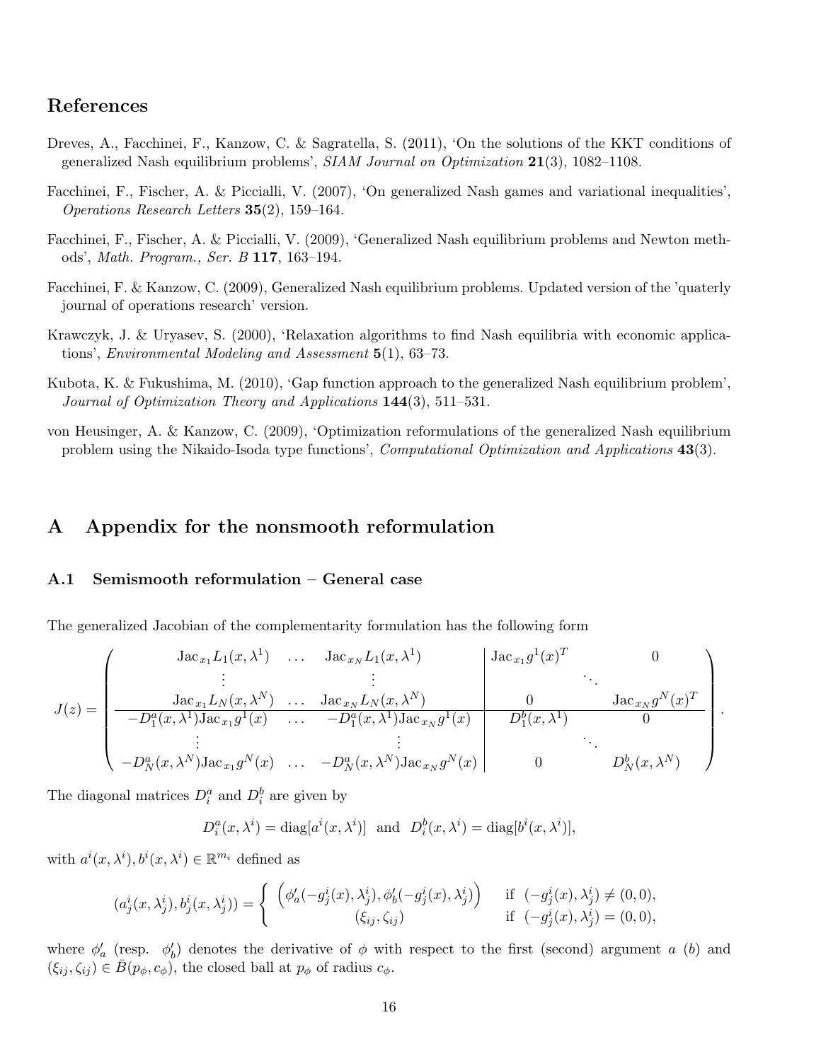## References

Dreves, A., Facchinei, F., Kanzow, C. & Sagratella, S. (2011), 'On the solutions of the KKT conditions of generalized Nash equilibrium problems', *SIAM Journal on Optimization* **21**(3), 1082–1108.

Facchinei, F., Fischer, A. & Piccialli, V. (2007), 'On generalized Nash games and variational inequalities', *Operations Research Letters* **35**(2), 159–164.

Facchinei, F., Fischer, A. & Piccialli, V. (2009), 'Generalized Nash equilibrium problems and Newton methods', *Math. Program., Ser. B* **117**, 163–194.

Facchinei, F. & Kanzow, C. (2009), Generalized Nash equilibrium problems. Updated version of the 'quaterly journal of operations research' version.

Krawczyk, J. & Uryasev, S. (2000), 'Relaxation algorithms to find Nash equilibria with economic applications', *Environmental Modeling and Assessment* **5**(1), 63–73.

Kubota, K. & Fukushima, M. (2010), 'Gap function approach to the generalized Nash equilibrium problem', *Journal of Optimization Theory and Applications* **144**(3), 511–531.

von Heusinger, A. & Kanzow, C. (2009), 'Optimization reformulations of the generalized Nash equilibrium problem using the Nikaido-Isoda type functions', *Computational Optimization and Applications* **43**(3).

# A Appendix for the nonsmooth reformulation

## A.1 Semismooth reformulation – General case

The generalized Jacobian of the complementarity formulation has the following form

$$
J(z) = \left( \begin{array}{ccc|ccc}
\operatorname{Jac}_{x_1} L_1(x, \lambda^1) & \dots & \operatorname{Jac}_{x_N} L_1(x, \lambda^1) & \operatorname{Jac}_{x_1} g^1(x)^T & & 0 \\
\vdots & & \vdots & & \ddots & \\
\operatorname{Jac}_{x_1} L_N(x, \lambda^N) & \dots & \operatorname{Jac}_{x_N} L_N(x, \lambda^N) & 0 & & \operatorname{Jac}_{x_N} g^N(x)^T \\
\hline
-D_1^a(x, \lambda^1) \operatorname{Jac}_{x_1} g^1(x) & \dots & -D_1^a(x, \lambda^1) \operatorname{Jac}_{x_N} g^1(x) & D_1^b(x, \lambda^1) & & 0 \\
\vdots & & \vdots & & \ddots & \\
-D_N^a(x, \lambda^N) \operatorname{Jac}_{x_1} g^N(x) & \dots & -D_N^a(x, \lambda^N) \operatorname{Jac}_{x_N} g^N(x) & 0 & & D_N^b(x, \lambda^N)
\end{array} \right).
$$

The diagonal matrices $D_i^a$ and $D_i^b$ are given by

$$
D_i^a(x, \lambda^i) = \operatorname{diag}[a^i(x, \lambda^i)] \quad \text{and} \quad D_i^b(x, \lambda^i) = \operatorname{diag}[b^i(x, \lambda^i)],
$$

with $a^i(x, \lambda^i), b^i(x, \lambda^i) \in \mathbb{R}^{m_i}$ defined as

$$
(a_j^i(x, \lambda_j^i), b_j^i(x, \lambda_j^i)) = \begin{cases} \left( \phi_a'(-g_j^i(x), \lambda_j^i), \phi_b'(-g_j^i(x), \lambda_j^i) \right) & \text{if } (-g_j^i(x), \lambda_j^i) \neq (0, 0), \\ (\xi_{ij}, \zeta_{ij}) & \text{if } (-g_j^i(x), \lambda_j^i) = (0, 0), \end{cases}
$$

where $\phi_a'$ (resp. $\phi_b'$) denotes the derivative of $\phi$ with respect to the first (second) argument $a$ ($b$) and $(\xi_{ij}, \zeta_{ij}) \in \bar{B}(p_\phi, c_\phi)$, the closed ball at $p_\phi$ of radius $c_\phi$.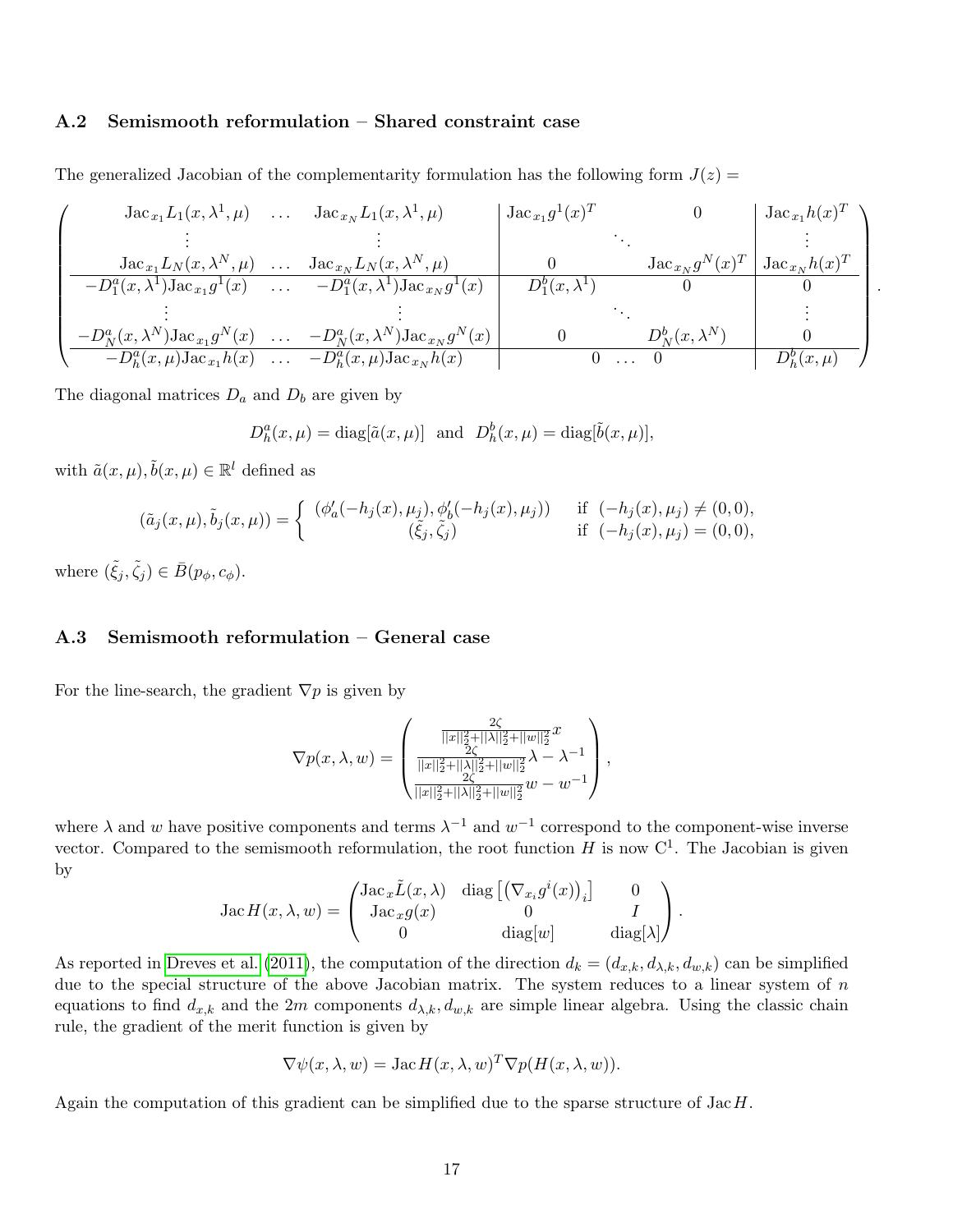### A.2 Semismooth reformulation – Shared constraint case

The generalized Jacobian of the complementarity formulation has the following form $J(z) =$

$$
\left(\begin{array}{ccc|ccc|c}
\text{Jac}_{x_1} L_1(x, \lambda^1, \mu) & \dots & \text{Jac}_{x_N} L_1(x, \lambda^1, \mu) & \text{Jac}_{x_1} g^1(x)^T & & 0 & \text{Jac}_{x_1} h(x)^T \\
\vdots & & \vdots & & \ddots & & \vdots \\
\text{Jac}_{x_1} L_N(x, \lambda^N, \mu) & \dots & \text{Jac}_{x_N} L_N(x, \lambda^N, \mu) & 0 & & \text{Jac}_{x_N} g^N(x)^T & \text{Jac}_{x_N} h(x)^T \\
\hline
-D_1^a(x, \lambda^1)\text{Jac}_{x_1} g^1(x) & \dots & -D_1^a(x, \lambda^1)\text{Jac}_{x_N} g^1(x) & D_1^b(x, \lambda^1) & & 0 & 0 \\
\vdots & & \vdots & & \ddots & & \vdots \\
-D_N^a(x, \lambda^N)\text{Jac}_{x_1} g^N(x) & \dots & -D_N^a(x, \lambda^N)\text{Jac}_{x_N} g^N(x) & 0 & & D_N^b(x, \lambda^N) & 0 \\
\hline
-D_h^a(x, \mu)\text{Jac}_{x_1} h(x) & \dots & -D_h^a(x, \mu)\text{Jac}_{x_N} h(x) & 0 & \dots & 0 & D_h^b(x, \mu)
\end{array}\right).
$$

The diagonal matrices $D_a$ and $D_b$ are given by

$$
D_h^a(x, \mu) = \text{diag}[\tilde{a}(x, \mu)] \quad \text{and} \quad D_h^b(x, \mu) = \text{diag}[\tilde{b}(x, \mu)],
$$

with $\tilde{a}(x, \mu), \tilde{b}(x, \mu) \in \mathbb{R}^l$ defined as

$$
(\tilde{a}_j(x, \mu), \tilde{b}_j(x, \mu)) = \begin{cases} (\phi_a'(-h_j(x), \mu_j), \phi_b'(-h_j(x), \mu_j)) & \text{if } (-h_j(x), \mu_j) \neq (0, 0), \\ (\tilde{\xi}_j, \tilde{\zeta}_j) & \text{if } (-h_j(x), \mu_j) = (0, 0), \end{cases}
$$

where $(\tilde{\xi}_j, \tilde{\zeta}_j) \in \bar{B}(p_\phi, c_\phi)$.

### A.3 Semismooth reformulation – General case

For the line-search, the gradient $\nabla p$ is given by

$$
\nabla p(x, \lambda, w) = \begin{pmatrix} \frac{2\zeta}{||x||_2^2 + ||\lambda||_2^2 + ||w||_2^2} x \\ \frac{2\zeta}{||x||_2^2 + ||\lambda||_2^2 + ||w||_2^2} \lambda - \lambda^{-1} \\ \frac{2\zeta}{||x||_2^2 + ||\lambda||_2^2 + ||w||_2^2} w - w^{-1} \end{pmatrix},
$$

where $\lambda$ and $w$ have positive components and terms $\lambda^{-1}$ and $w^{-1}$ correspond to the component-wise inverse vector. Compared to the semismooth reformulation, the root function $H$ is now $C^1$. The Jacobian is given by

$$
\text{Jac}\, H(x, \lambda, w) = \begin{pmatrix} \text{Jac}_x \tilde{L}(x, \lambda) & \text{diag}\left[ \left( \nabla_{x_i} g^i(x) \right)_i \right] & 0 \\ \text{Jac}_x g(x) & 0 & I \\ 0 & \text{diag}[w] & \text{diag}[\lambda] \end{pmatrix}.
$$

As reported in Dreves et al. (2011), the computation of the direction $d_k = (d_{x,k}, d_{\lambda,k}, d_{w,k})$ can be simplified due to the special structure of the above Jacobian matrix. The system reduces to a linear system of $n$ equations to find $d_{x,k}$ and the $2m$ components $d_{\lambda,k}, d_{w,k}$ are simple linear algebra. Using the classic chain rule, the gradient of the merit function is given by

$$
\nabla \psi(x, \lambda, w) = \text{Jac}\, H(x, \lambda, w)^T \nabla p(H(x, \lambda, w)).
$$

Again the computation of this gradient can be simplified due to the sparse structure of $\text{Jac}\, H$.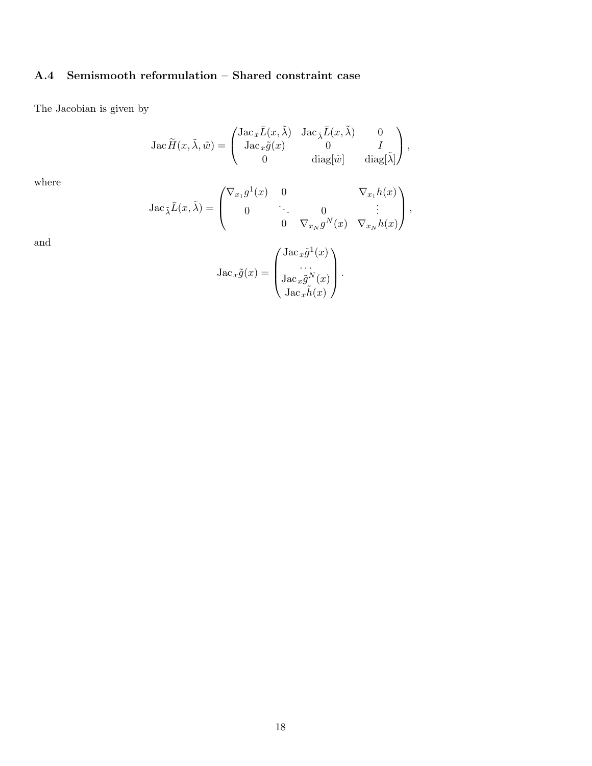### A.4 Semismooth reformulation – Shared constraint case

The Jacobian is given by

$$
\operatorname{Jac} \widetilde{H}(x, \tilde{\lambda}, \tilde{w}) = \begin{pmatrix} \operatorname{Jac}_x \bar{L}(x, \tilde{\lambda}) & \operatorname{Jac}_{\tilde{\lambda}} \bar{L}(x, \tilde{\lambda}) & 0 \\ \operatorname{Jac}_x \tilde{g}(x) & 0 & I \\ 0 & \operatorname{diag}[\tilde{w}] & \operatorname{diag}[\tilde{\lambda}] \end{pmatrix},
$$

where

$$
\operatorname{Jac}_{\tilde{\lambda}} \bar{L}(x, \tilde{\lambda}) = \begin{pmatrix} \nabla_{x_1} g^1(x) & 0 & & \nabla_{x_1} h(x) \\ 0 & \ddots & 0 & \vdots \\ & 0 & \nabla_{x_N} g^N(x) & \nabla_{x_N} h(x) \end{pmatrix},
$$

and

$$
\operatorname{Jac}_x \tilde{g}(x) = \begin{pmatrix} \operatorname{Jac}_x \tilde{g}^1(x) \\ \dots \\ \operatorname{Jac}_x \tilde{g}^N(x) \\ \operatorname{Jac}_x \tilde{h}(x) \end{pmatrix}.
$$